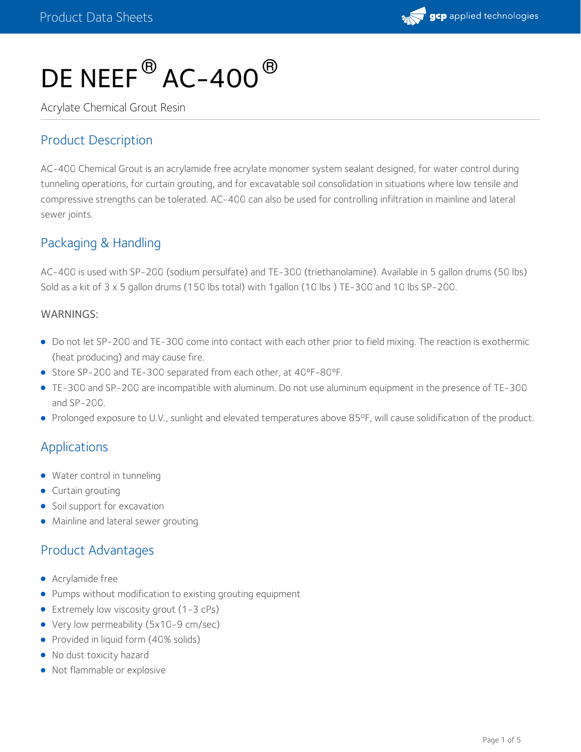# DE NEEF® AC-400®

Acrylate Chemical Grout Resin

## Product Description

AC-400 Chemical Grout is an acrylamide free acrylate monomer system sealant designed, for water control during tunneling operations, for curtain grouting, and for excavatable soil consolidation in situations where low tensile and compressive strengths can be tolerated. AC-400 can also be used for controlling infiltration in mainline and lateral sewer joints.

## Packaging & Handling

AC-400 is used with SP-200 (sodium persulfate) and TE-300 (triethanolamine). Available in 5 gallon drums (50 lbs) Sold as a kit of 3 x 5 gallon drums (150 lbs total) with 1gallon (10 lbs ) TE-300 and 10 lbs SP-200.

WARNINGS:

- Do not let SP-200 and TE-300 come into contact with each other prior to field mixing. The reaction is exothermic (heat producing) and may cause fire.
- Store SP-200 and TE-300 separated from each other, at 40ºF-80ºF.
- TE-300 and SP-200 are incompatible with aluminum. Do not use aluminum equipment in the presence of TE-300 and SP-200.
- Prolonged exposure to U.V., sunlight and elevated temperatures above 85ºF, will cause solidification of the product.

## Applications

- Water control in tunneling
- Curtain grouting
- Soil support for excavation
- Mainline and lateral sewer grouting

## Product Advantages

- Acrylamide free
- Pumps without modification to existing grouting equipment
- Extremely low viscosity grout (1-3 cPs)
- Very low permeability (5x10-9 cm/sec)
- Provided in liquid form (40% solids)
- No dust toxicity hazard
- Not flammable or explosive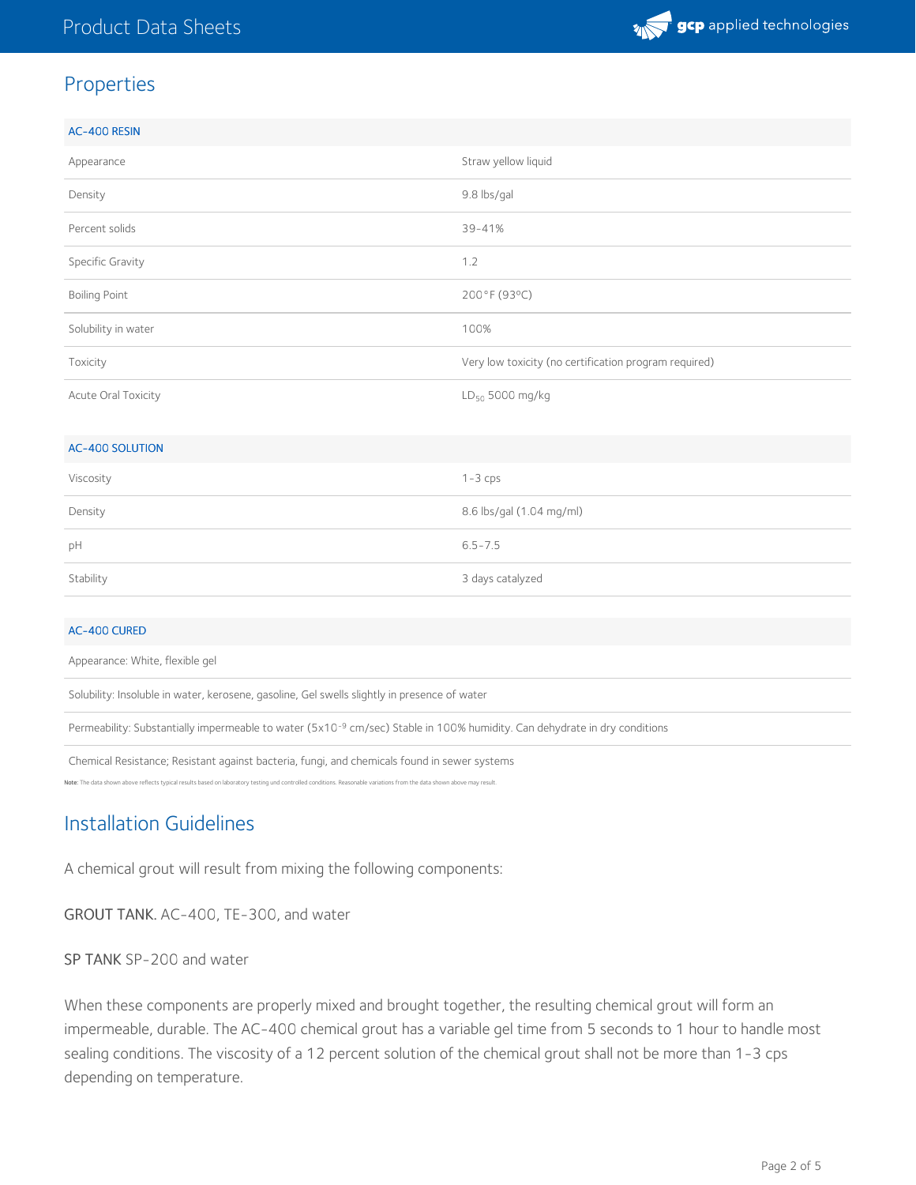## Properties

| AC-400 RESIN | |
|---|---|
| Appearance | Straw yellow liquid |
| Density | 9.8 lbs/gal |
| Percent solids | 39-41% |
| Specific Gravity | 1.2 |
| Boiling Point | 200°F (93°C) |
| Solubility in water | 100% |
| Toxicity | Very low toxicity (no certification program required) |
| Acute Oral Toxicity | $LD_{50}$ 5000 mg/kg |

| AC-400 SOLUTION | |
|---|---|
| Viscosity | 1-3 cps |
| Density | 8.6 lbs/gal (1.04 mg/ml) |
| pH | 6.5-7.5 |
| Stability | 3 days catalyzed |

| AC-400 CURED |
|---|
| Appearance: White, flexible gel |
| Solubility: Insoluble in water, kerosene, gasoline, Gel swells slightly in presence of water |
| Permeability: Substantially impermeable to water ($5x10^{-9}$ cm/sec) Stable in 100% humidity. Can dehydrate in dry conditions |
| Chemical Resistance; Resistant against bacteria, fungi, and chemicals found in sewer systems |

**Note:** The data shown above reflects typical results based on laboratory testing und controlled conditions. Reasonable variations from the data shown above may result.

## Installation Guidelines

A chemical grout will result from mixing the following components:

GROUT TANK. AC-400, TE-300, and water

SP TANK SP-200 and water

When these components are properly mixed and brought together, the resulting chemical grout will form an impermeable, durable. The AC-400 chemical grout has a variable gel time from 5 seconds to 1 hour to handle most sealing conditions. The viscosity of a 12 percent solution of the chemical grout shall not be more than 1-3 cps depending on temperature.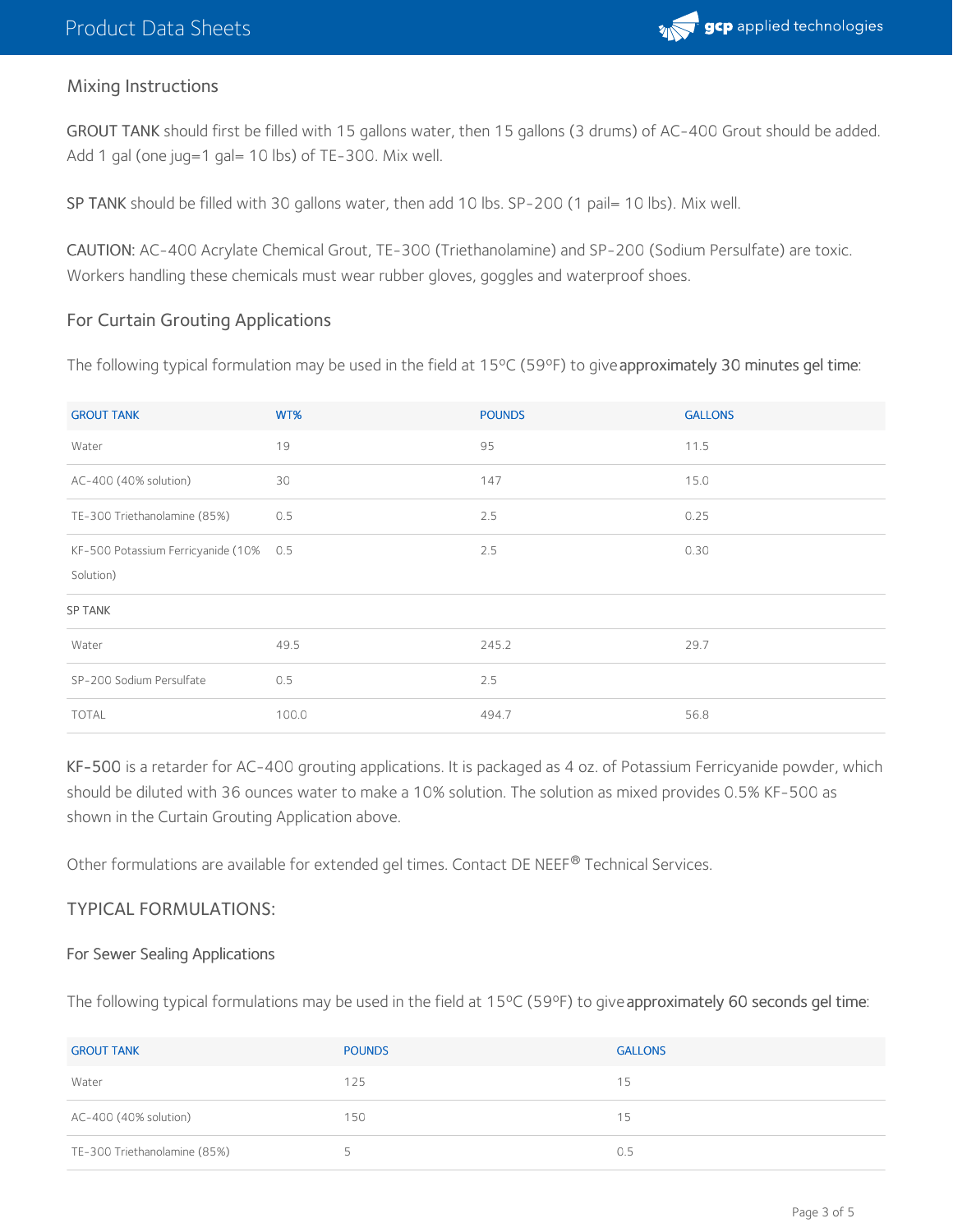## Mixing Instructions

**GROUT TANK** should first be filled with 15 gallons water, then 15 gallons (3 drums) of AC-400 Grout should be added. Add 1 gal (one jug=1 gal= 10 lbs) of TE-300. Mix well.

**SP TANK** should be filled with 30 gallons water, then add 10 lbs. SP-200 (1 pail= 10 lbs). Mix well.

**CAUTION:** AC-400 Acrylate Chemical Grout, TE-300 (Triethanolamine) and SP-200 (Sodium Persulfate) are toxic. Workers handling these chemicals must wear rubber gloves, goggles and waterproof shoes.

## For Curtain Grouting Applications

The following typical formulation may be used in the field at 15ºC (59ºF) to give **approximately 30 minutes gel time**:

| GROUT TANK | WT% | POUNDS | GALLONS |
|---|---|---|---|
| Water | 19 | 95 | 11.5 |
| AC-400 (40% solution) | 30 | 147 | 15.0 |
| TE-300 Triethanolamine (85%) | 0.5 | 2.5 | 0.25 |
| KF-500 Potassium Ferricyanide (10% Solution) | 0.5 | 2.5 | 0.30 |
| SP TANK | | | |
| Water | 49.5 | 245.2 | 29.7 |
| SP-200 Sodium Persulfate | 0.5 | 2.5 | |
| TOTAL | 100.0 | 494.7 | 56.8 |

**KF-500** is a retarder for AC-400 grouting applications. It is packaged as 4 oz. of Potassium Ferricyanide powder, which should be diluted with 36 ounces water to make a 10% solution. The solution as mixed provides 0.5% KF-500 as shown in the Curtain Grouting Application above.

Other formulations are available for extended gel times. Contact DE NEEF® Technical Services.

## TYPICAL FORMULATIONS:

### For Sewer Sealing Applications

The following typical formulations may be used in the field at 15ºC (59ºF) to give **approximately 60 seconds gel time**:

| GROUT TANK | POUNDS | GALLONS |
|---|---|---|
| Water | 125 | 15 |
| AC-400 (40% solution) | 150 | 15 |
| TE-300 Triethanolamine (85%) | 5 | 0.5 |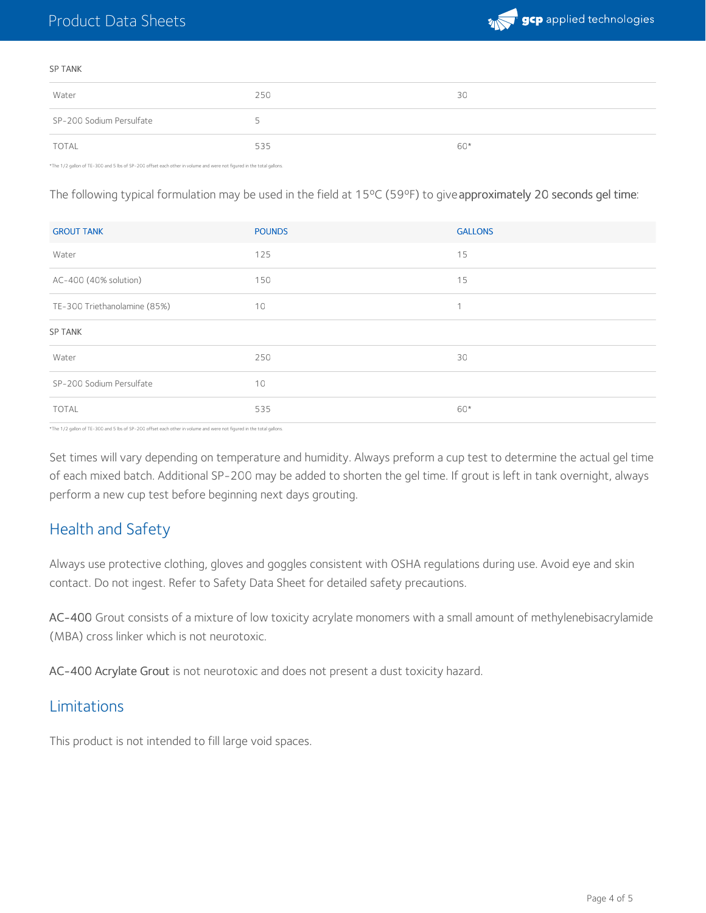| SP TANK | | |
| --- | --- | --- |
| Water | 250 | 30 |
| SP-200 Sodium Persulfate | 5 | |
| TOTAL | 535 | 60* |

*The 1/2 gallon of TE-300 and 5 lbs of SP-200 offset each other in volume and were not figured in the total gallons.

The following typical formulation may be used in the field at 15°C (59°F) to give **approximately 20 seconds gel time**:

| GROUT TANK | POUNDS | GALLONS |
| --- | --- | --- |
| Water | 125 | 15 |
| AC-400 (40% solution) | 150 | 15 |
| TE-300 Triethanolamine (85%) | 10 | 1 |
| SP TANK | | |
| Water | 250 | 30 |
| SP-200 Sodium Persulfate | 10 | |
| TOTAL | 535 | 60* |

*The 1/2 gallon of TE-300 and 5 lbs of SP-200 offset each other in volume and were not figured in the total gallons.

Set times will vary depending on temperature and humidity. Always preform a cup test to determine the actual gel time of each mixed batch. Additional SP-200 may be added to shorten the gel time. If grout is left in tank overnight, always perform a new cup test before beginning next days grouting.

## Health and Safety

Always use protective clothing, gloves and goggles consistent with OSHA regulations during use. Avoid eye and skin contact. Do not ingest. Refer to Safety Data Sheet for detailed safety precautions.

AC-400 Grout consists of a mixture of low toxicity acrylate monomers with a small amount of methylenebisacrylamide (MBA) cross linker which is not neurotoxic.

AC-400 Acrylate Grout is not neurotoxic and does not present a dust toxicity hazard.

## Limitations

This product is not intended to fill large void spaces.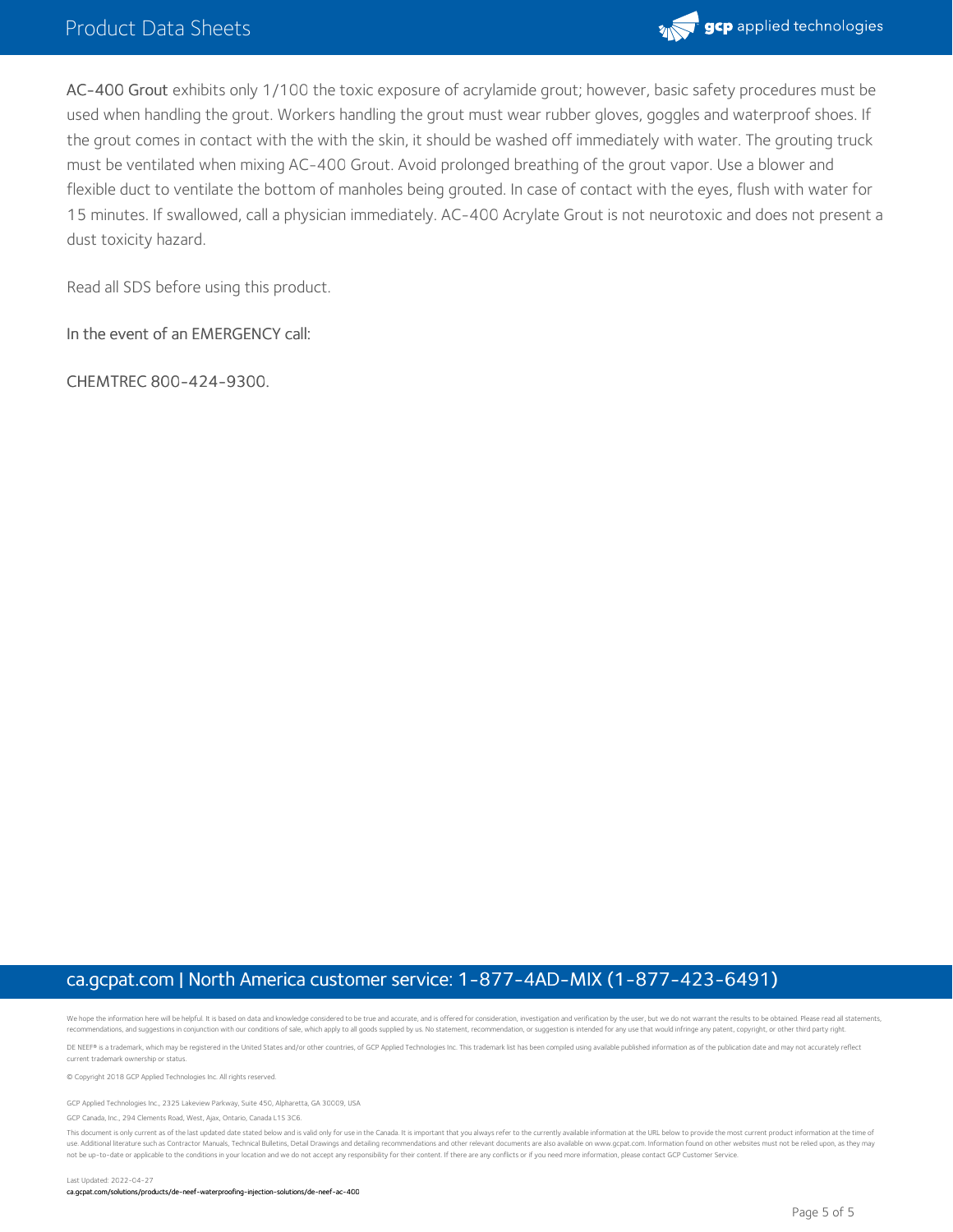AC-400 Grout exhibits only 1/100 the toxic exposure of acrylamide grout; however, basic safety procedures must be used when handling the grout. Workers handling the grout must wear rubber gloves, goggles and waterproof shoes. If the grout comes in contact with the with the skin, it should be washed off immediately with water. The grouting truck must be ventilated when mixing AC-400 Grout. Avoid prolonged breathing of the grout vapor. Use a blower and flexible duct to ventilate the bottom of manholes being grouted. In case of contact with the eyes, flush with water for 15 minutes. If swallowed, call a physician immediately. AC-400 Acrylate Grout is not neurotoxic and does not present a dust toxicity hazard.

Read all SDS before using this product.

In the event of an EMERGENCY call:

CHEMTREC 800-424-9300.

ca.gcpat.com | North America customer service: 1-877-4AD-MIX (1-877-423-6491)

We hope the information here will be helpful. It is based on data and knowledge considered to be true and accurate, and is offered for consideration, investigation and verification by the user, but we do not warrant the results to be obtained. Please read all statements, recommendations, and suggestions in conjunction with our conditions of sale, which apply to all goods supplied by us. No statement, recommendation, or suggestion is intended for any use that would infringe any patent, copyright, or other third party right.

DE NEEF® is a trademark, which may be registered in the United States and/or other countries, of GCP Applied Technologies Inc. This trademark list has been compiled using available published information as of the publication date and may not accurately reflect current trademark ownership or status.

© Copyright 2018 GCP Applied Technologies Inc. All rights reserved.

GCP Applied Technologies Inc., 2325 Lakeview Parkway, Suite 450, Alpharetta, GA 30009, USA

GCP Canada, Inc., 294 Clements Road, West, Ajax, Ontario, Canada L1S 3C6.

This document is only current as of the last updated date stated below and is valid only for use in the Canada. It is important that you always refer to the currently available information at the URL below to provide the most current product information at the time of use. Additional literature such as Contractor Manuals, Technical Bulletins, Detail Drawings and detailing recommendations and other relevant documents are also available on www.gcpat.com. Information found on other websites must not be relied upon, as they may not be up-to-date or applicable to the conditions in your location and we do not accept any responsibility for their content. If there are any conflicts or if you need more information, please contact GCP Customer Service.

Last Updated: 2022-04-27

ca.gcpat.com/solutions/products/de-neef-waterproofing-injection-solutions/de-neef-ac-400